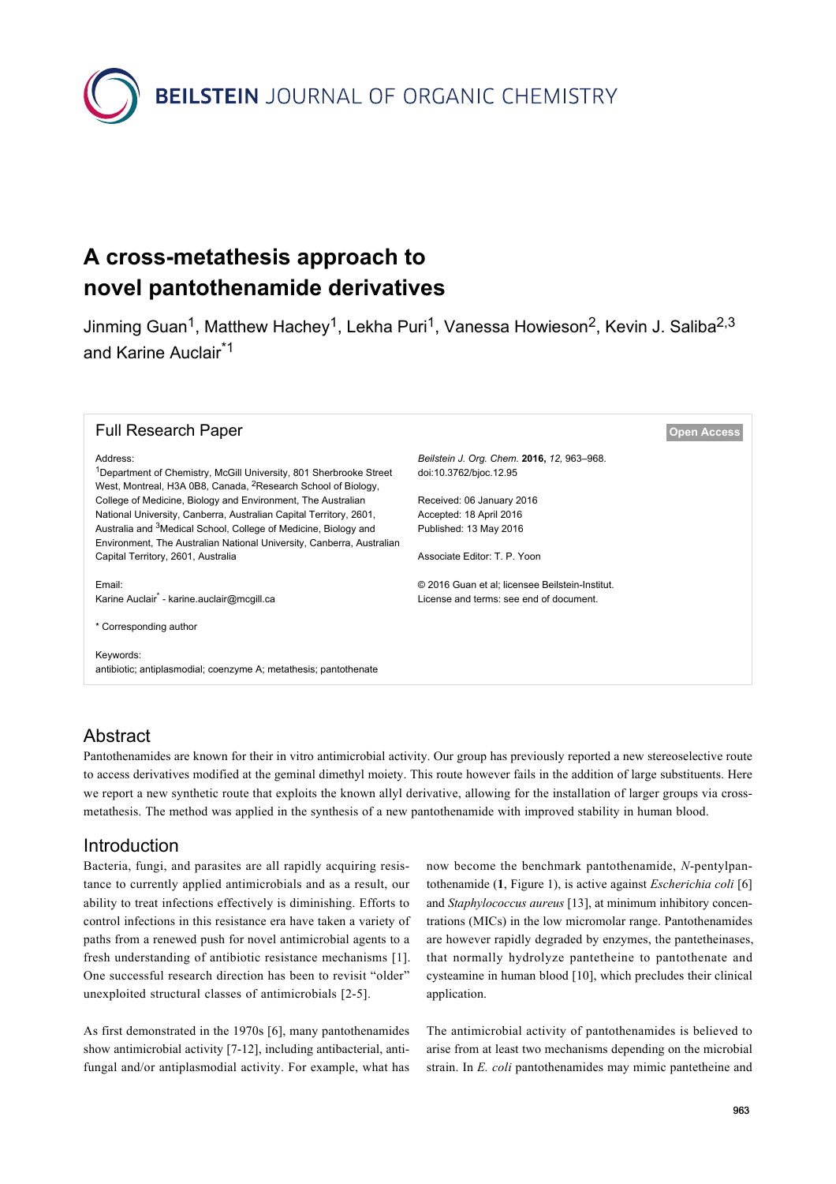# A cross-metathesis approach to novel pantothenamide derivatives

Jinming Guan[1], Matthew Hachey[1], Lekha Puri[1], Vanessa Howieson[2], Kevin J. Saliba[2,3] and Karine Auclair[*1]

## Full Research Paper

**Open Access**

Address:
[1]Department of Chemistry, McGill University, 801 Sherbrooke Street West, Montreal, H3A 0B8, Canada, [2]Research School of Biology, College of Medicine, Biology and Environment, The Australian National University, Canberra, Australian Capital Territory, 2601, Australia and [3]Medical School, College of Medicine, Biology and Environment, The Australian National University, Canberra, Australian Capital Territory, 2601, Australia

Email:
Karine Auclair[*] - karine.auclair@mcgill.ca

\* Corresponding author

Keywords:
antibiotic; antiplasmodial; coenzyme A; metathesis; pantothenate

*Beilstein J. Org. Chem.* **2016,** *12,* 963–968.
doi:10.3762/bjoc.12.95

Received: 06 January 2016
Accepted: 18 April 2016
Published: 13 May 2016

Associate Editor: T. P. Yoon

© 2016 Guan et al; licensee Beilstein-Institut.
License and terms: see end of document.

## Abstract

Pantothenamides are known for their in vitro antimicrobial activity. Our group has previously reported a new stereoselective route to access derivatives modified at the geminal dimethyl moiety. This route however fails in the addition of large substituents. Here we report a new synthetic route that exploits the known allyl derivative, allowing for the installation of larger groups via cross-metathesis. The method was applied in the synthesis of a new pantothenamide with improved stability in human blood.

## Introduction

Bacteria, fungi, and parasites are all rapidly acquiring resistance to currently applied antimicrobials and as a result, our ability to treat infections effectively is diminishing. Efforts to control infections in this resistance era have taken a variety of paths from a renewed push for novel antimicrobial agents to a fresh understanding of antibiotic resistance mechanisms [1]. One successful research direction has been to revisit "older" unexploited structural classes of antimicrobials [2-5].

As first demonstrated in the 1970s [6], many pantothenamides show antimicrobial activity [7-12], including antibacterial, antifungal and/or antiplasmodial activity. For example, what has now become the benchmark pantothenamide, *N*-pentylpantothenamide (**1**, Figure 1), is active against *Escherichia coli* [6] and *Staphylococcus aureus* [13], at minimum inhibitory concentrations (MICs) in the low micromolar range. Pantothenamides are however rapidly degraded by enzymes, the pantetheinases, that normally hydrolyze pantetheine to pantothenate and cysteamine in human blood [10], which precludes their clinical application.

The antimicrobial activity of pantothenamides is believed to arise from at least two mechanisms depending on the microbial strain. In *E. coli* pantothenamides may mimic pantetheine and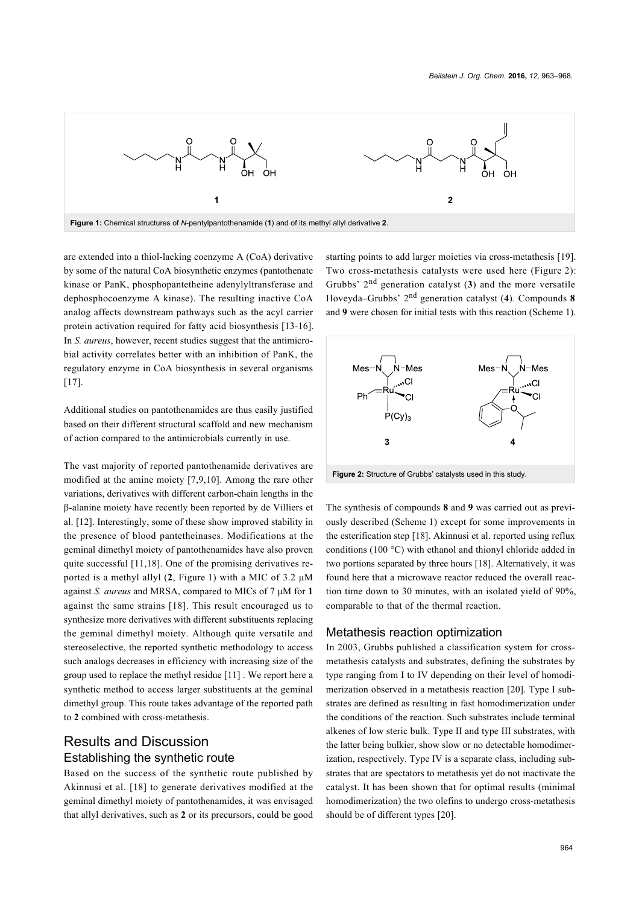**Figure 1:** Chemical structures of *N*-pentylpantothenamide (**1**) and of its methyl allyl derivative **2**.

are extended into a thiol-lacking coenzyme A (CoA) derivative by some of the natural CoA biosynthetic enzymes (pantothenate kinase or PanK, phosphopantetheine adenylyltransferase and dephosphocoenzyme A kinase). The resulting inactive CoA analog affects downstream pathways such as the acyl carrier protein activation required for fatty acid biosynthesis [13-16]. In *S. aureus*, however, recent studies suggest that the antimicrobial activity correlates better with an inhibition of PanK, the regulatory enzyme in CoA biosynthesis in several organisms [17].

Additional studies on pantothenamides are thus easily justified based on their different structural scaffold and new mechanism of action compared to the antimicrobials currently in use.

The vast majority of reported pantothenamide derivatives are modified at the amine moiety [7,9,10]. Among the rare other variations, derivatives with different carbon-chain lengths in the β-alanine moiety have recently been reported by de Villiers et al. [12]. Interestingly, some of these show improved stability in the presence of blood pantetheinases. Modifications at the geminal dimethyl moiety of pantothenamides have also proven quite successful [11,18]. One of the promising derivatives reported is a methyl allyl (**2**, Figure 1) with a MIC of 3.2 μM against *S. aureus* and MRSA, compared to MICs of 7 μM for **1** against the same strains [18]. This result encouraged us to synthesize more derivatives with different substituents replacing the geminal dimethyl moiety. Although quite versatile and stereoselective, the reported synthetic methodology to access such analogs decreases in efficiency with increasing size of the group used to replace the methyl residue [11] . We report here a synthetic method to access larger substituents at the geminal dimethyl group. This route takes advantage of the reported path to **2** combined with cross-metathesis.

## Results and Discussion

### Establishing the synthetic route

Based on the success of the synthetic route published by Akinnusi et al. [18] to generate derivatives modified at the geminal dimethyl moiety of pantothenamides, it was envisaged that allyl derivatives, such as **2** or its precursors, could be good starting points to add larger moieties via cross-metathesis [19]. Two cross-metathesis catalysts were used here (Figure 2): Grubbs' 2[nd] generation catalyst (**3**) and the more versatile Hoveyda–Grubbs' 2[nd] generation catalyst (**4**). Compounds **8** and **9** were chosen for initial tests with this reaction (Scheme 1).

**Figure 2:** Structure of Grubbs' catalysts used in this study.

The synthesis of compounds **8** and **9** was carried out as previously described (Scheme 1) except for some improvements in the esterification step [18]. Akinnusi et al. reported using reflux conditions (100 °C) with ethanol and thionyl chloride added in two portions separated by three hours [18]. Alternatively, it was found here that a microwave reactor reduced the overall reaction time down to 30 minutes, with an isolated yield of 90%, comparable to that of the thermal reaction.

### Metathesis reaction optimization

In 2003, Grubbs published a classification system for cross-metathesis catalysts and substrates, defining the substrates by type ranging from I to IV depending on their level of homodimerization observed in a metathesis reaction [20]. Type I substrates are defined as resulting in fast homodimerization under the conditions of the reaction. Such substrates include terminal alkenes of low steric bulk. Type II and type III substrates, with the latter being bulkier, show slow or no detectable homodimerization, respectively. Type IV is a separate class, including substrates that are spectators to metathesis yet do not inactivate the catalyst. It has been shown that for optimal results (minimal homodimerization) the two olefins to undergo cross-metathesis should be of different types [20].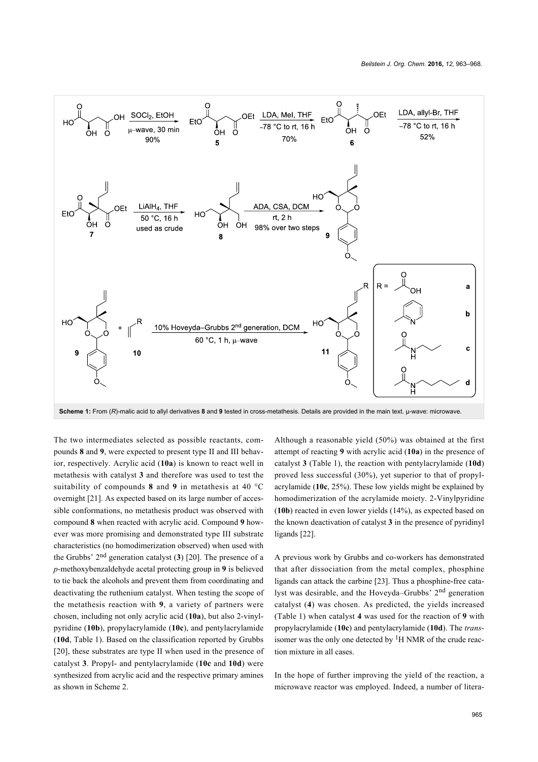**Scheme 1:** From (*R*)-malic acid to allyl derivatives **8** and **9** tested in cross-metathesis. Details are provided in the main text. µ-wave: microwave.

The two intermediates selected as possible reactants, compounds **8** and **9**, were expected to present type II and III behavior, respectively. Acrylic acid (**10a**) is known to react well in metathesis with catalyst **3** and therefore was used to test the suitability of compounds **8** and **9** in metathesis at 40 °C overnight [21]. As expected based on its large number of accessible conformations, no metathesis product was observed with compound **8** when reacted with acrylic acid. Compound **9** however was more promising and demonstrated type III substrate characteristics (no homodimerization observed) when used with the Grubbs' 2nd generation catalyst (**3**) [20]. The presence of a *p*-methoxybenzaldehyde acetal protecting group in **9** is believed to tie back the alcohols and prevent them from coordinating and deactivating the ruthenium catalyst. When testing the scope of the metathesis reaction with **9**, a variety of partners were chosen, including not only acrylic acid (**10a**), but also 2-vinylpyridine (**10b**), propylacrylamide (**10c**), and pentylacrylamide (**10d**, Table 1). Based on the classification reported by Grubbs [20], these substrates are type II when used in the presence of catalyst **3**. Propyl- and pentylacrylamide (**10c** and **10d**) were synthesized from acrylic acid and the respective primary amines as shown in Scheme 2.

Although a reasonable yield (50%) was obtained at the first attempt of reacting **9** with acrylic acid (**10a**) in the presence of catalyst **3** (Table 1), the reaction with pentylacrylamide (**10d**) proved less successful (30%), yet superior to that of propylacrylamide (**10c**, 25%). These low yields might be explained by homodimerization of the acrylamide moiety. 2-Vinylpyridine (**10b**) reacted in even lower yields (14%), as expected based on the known deactivation of catalyst **3** in the presence of pyridinyl ligands [22].

A previous work by Grubbs and co-workers has demonstrated that after dissociation from the metal complex, phosphine ligands can attack the carbine [23]. Thus a phosphine-free catalyst was desirable, and the Hoveyda–Grubbs' 2nd generation catalyst (**4**) was chosen. As predicted, the yields increased (Table 1) when catalyst **4** was used for the reaction of **9** with propylacrylamide (**10c**) and pentylacrylamide (**10d**). The *trans*-isomer was the only one detected by $^{1}$H NMR of the crude reaction mixture in all cases.

In the hope of further improving the yield of the reaction, a microwave reactor was employed. Indeed, a number of litera-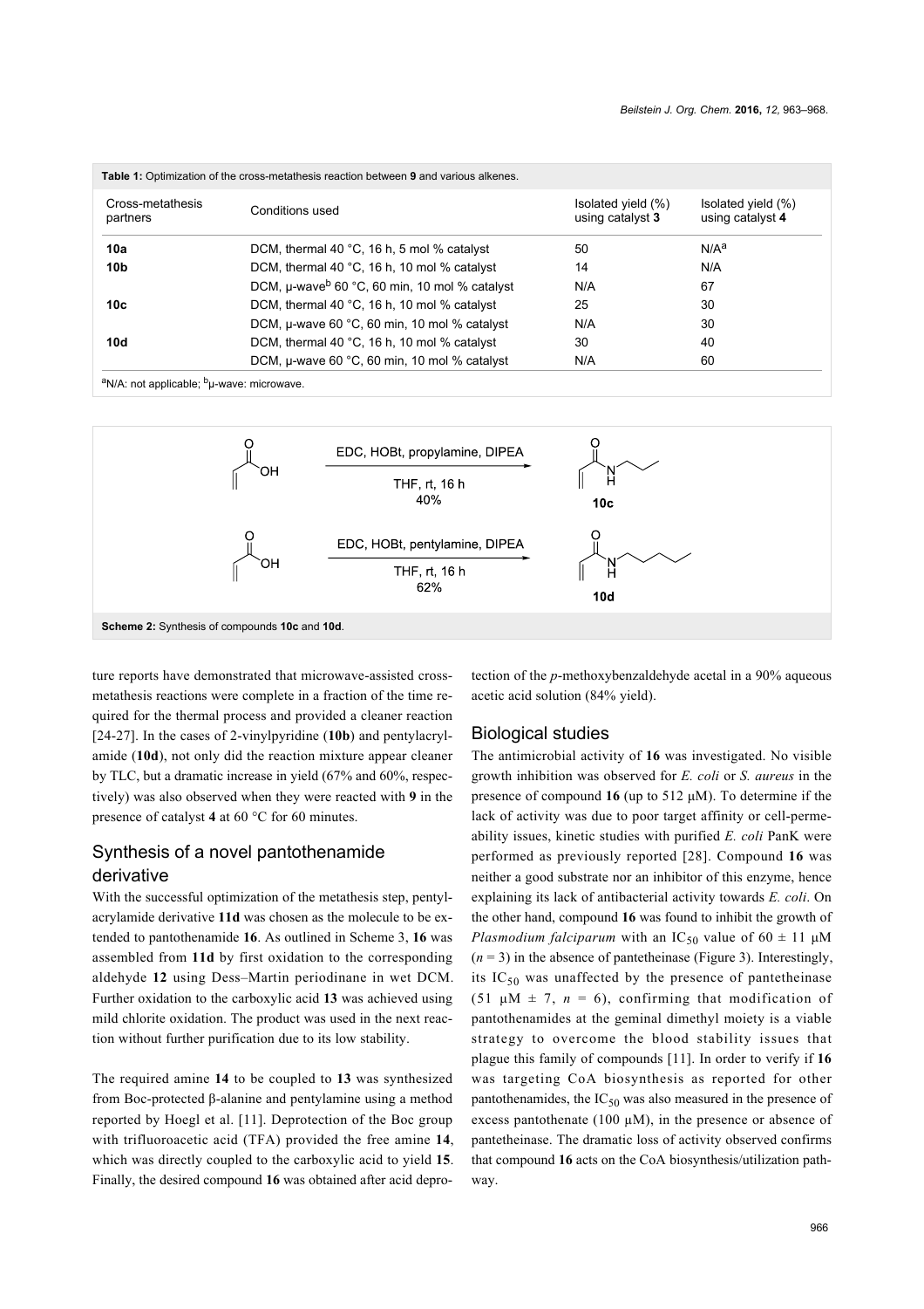**Table 1:** Optimization of the cross-metathesis reaction between **9** and various alkenes.

| Cross-metathesis partners | Conditions used | Isolated yield (%) using catalyst **3** | Isolated yield (%) using catalyst **4** |
|---|---|---|---|
| **10a** | DCM, thermal 40 °C, 16 h, 5 mol % catalyst | 50 | N/A[a] |
| **10b** | DCM, thermal 40 °C, 16 h, 10 mol % catalyst | 14 | N/A |
| | DCM, µ-wave[b] 60 °C, 60 min, 10 mol % catalyst | N/A | 67 |
| **10c** | DCM, thermal 40 °C, 16 h, 10 mol % catalyst | 25 | 30 |
| | DCM, µ-wave 60 °C, 60 min, 10 mol % catalyst | N/A | 30 |
| **10d** | DCM, thermal 40 °C, 16 h, 10 mol % catalyst | 30 | 40 |
| | DCM, µ-wave 60 °C, 60 min, 10 mol % catalyst | N/A | 60 |

[a]N/A: not applicable; [b]µ-wave: microwave.

EDC, HOBt, propylamine, DIPEA; THF, rt, 16 h; 40% → **10c**

EDC, HOBt, pentylamine, DIPEA; THF, rt, 16 h; 62% → **10d**

**Scheme 2:** Synthesis of compounds **10c** and **10d**.

ture reports have demonstrated that microwave-assisted cross-metathesis reactions were complete in a fraction of the time required for the thermal process and provided a cleaner reaction [24-27]. In the cases of 2-vinylpyridine (**10b**) and pentylacrylamide (**10d**), not only did the reaction mixture appear cleaner by TLC, but a dramatic increase in yield (67% and 60%, respectively) was also observed when they were reacted with **9** in the presence of catalyst **4** at 60 °C for 60 minutes.

## Synthesis of a novel pantothenamide derivative

With the successful optimization of the metathesis step, pentylacrylamide derivative **11d** was chosen as the molecule to be extended to pantothenamide **16**. As outlined in Scheme 3, **16** was assembled from **11d** by first oxidation to the corresponding aldehyde **12** using Dess–Martin periodinane in wet DCM. Further oxidation to the carboxylic acid **13** was achieved using mild chlorite oxidation. The product was used in the next reaction without further purification due to its low stability.

The required amine **14** to be coupled to **13** was synthesized from Boc-protected β-alanine and pentylamine using a method reported by Hoegl et al. [11]. Deprotection of the Boc group with trifluoroacetic acid (TFA) provided the free amine **14**, which was directly coupled to the carboxylic acid to yield **15**. Finally, the desired compound **16** was obtained after acid deprotection of the *p*-methoxybenzaldehyde acetal in a 90% aqueous acetic acid solution (84% yield).

## Biological studies

The antimicrobial activity of **16** was investigated. No visible growth inhibition was observed for *E. coli* or *S. aureus* in the presence of compound **16** (up to 512 µM). To determine if the lack of activity was due to poor target affinity or cell-permeability issues, kinetic studies with purified *E. coli* PanK were performed as previously reported [28]. Compound **16** was neither a good substrate nor an inhibitor of this enzyme, hence explaining its lack of antibacterial activity towards *E. coli*. On the other hand, compound **16** was found to inhibit the growth of *Plasmodium falciparum* with an $IC_{50}$ value of 60 ± 11 µM ($n = 3$) in the absence of pantetheinase (Figure 3). Interestingly, its $IC_{50}$ was unaffected by the presence of pantetheinase (51 µM ± 7, $n = 6$), confirming that modification of pantothenamides at the geminal dimethyl moiety is a viable strategy to overcome the blood stability issues that plague this family of compounds [11]. In order to verify if **16** was targeting CoA biosynthesis as reported for other pantothenamides, the $IC_{50}$ was also measured in the presence of excess pantothenate (100 µM), in the presence or absence of pantetheinase. The dramatic loss of activity observed confirms that compound **16** acts on the CoA biosynthesis/utilization pathway.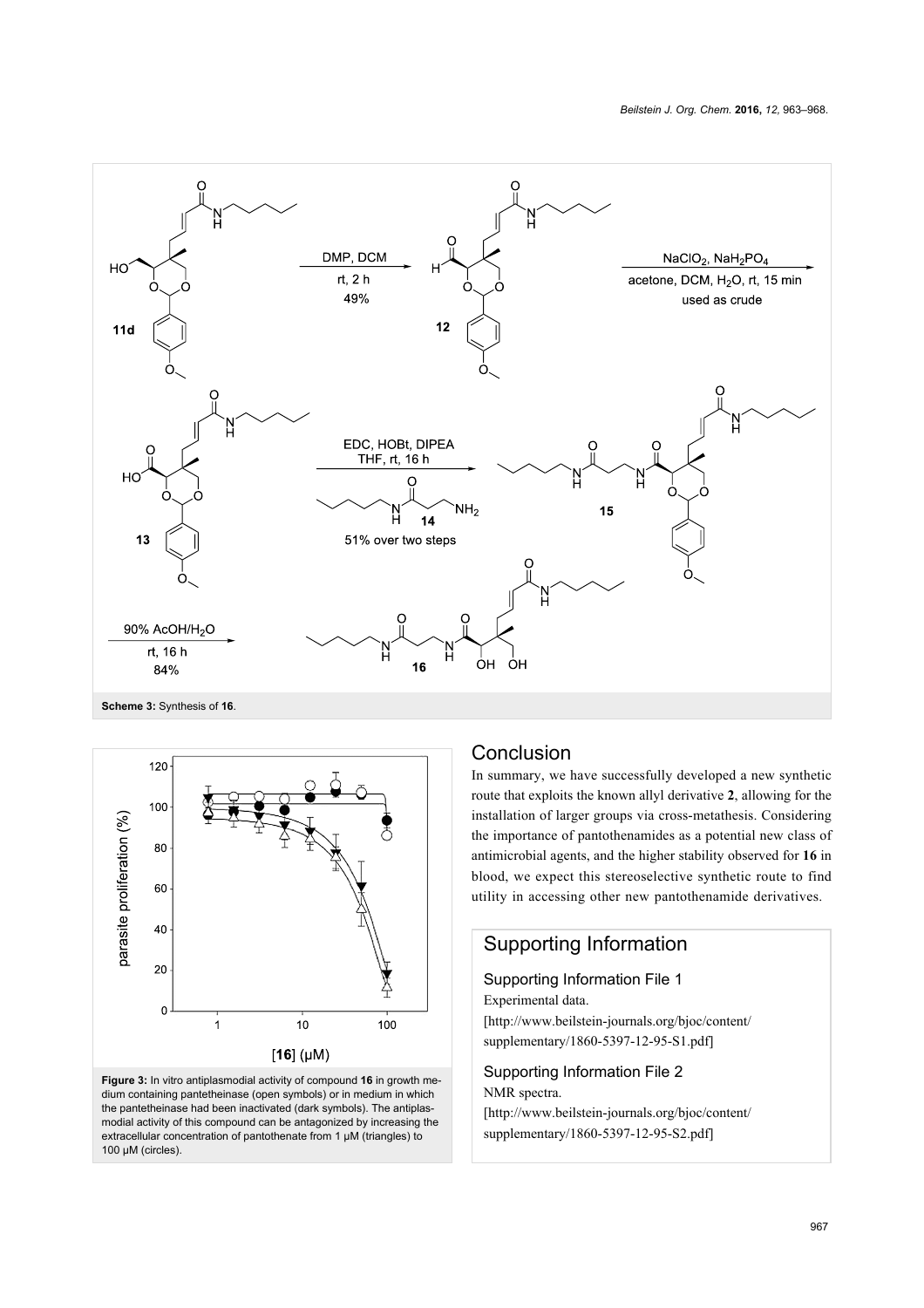**Scheme 3:** Synthesis of **16**.

**Figure 3:** In vitro antiplasmodial activity of compound **16** in growth medium containing pantetheinase (open symbols) or in medium in which the pantetheinase had been inactivated (dark symbols). The antiplasmodial activity of this compound can be antagonized by increasing the extracellular concentration of pantothenate from 1 µM (triangles) to 100 µM (circles).

## Conclusion

In summary, we have successfully developed a new synthetic route that exploits the known allyl derivative **2**, allowing for the installation of larger groups via cross-metathesis. Considering the importance of pantothenamides as a potential new class of antimicrobial agents, and the higher stability observed for **16** in blood, we expect this stereoselective synthetic route to find utility in accessing other new pantothenamide derivatives.

## Supporting Information

Supporting Information File 1

Experimental data.

[http://www.beilstein-journals.org/bjoc/content/supplementary/1860-5397-12-95-S1.pdf]

Supporting Information File 2

NMR spectra.

[http://www.beilstein-journals.org/bjoc/content/supplementary/1860-5397-12-95-S2.pdf]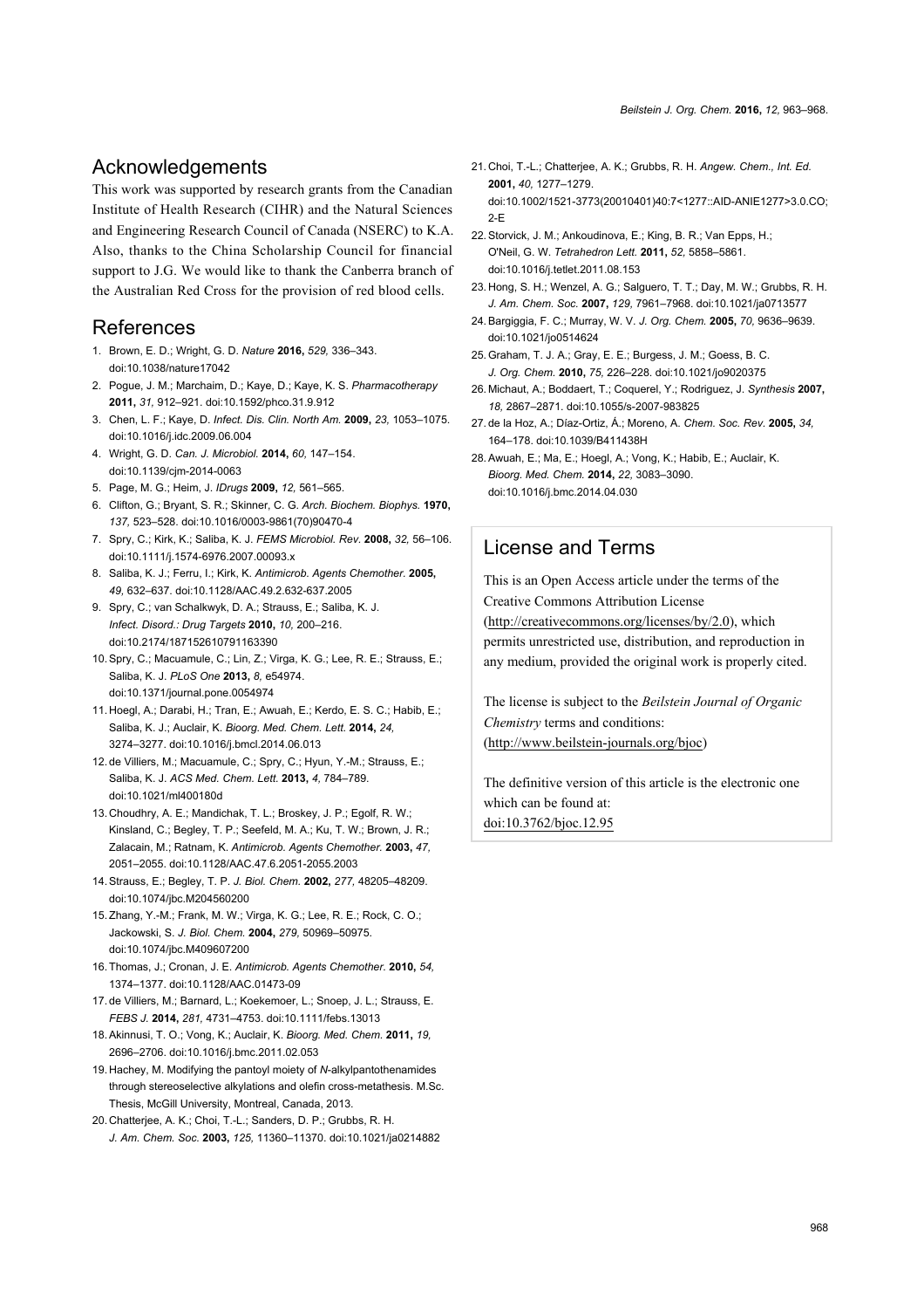## Acknowledgements

This work was supported by research grants from the Canadian Institute of Health Research (CIHR) and the Natural Sciences and Engineering Research Council of Canada (NSERC) to K.A. Also, thanks to the China Scholarship Council for financial support to J.G. We would like to thank the Canberra branch of the Australian Red Cross for the provision of red blood cells.

## References

1. Brown, E. D.; Wright, G. D. *Nature* **2016,** *529,* 336–343. doi:10.1038/nature17042
2. Pogue, J. M.; Marchaim, D.; Kaye, D.; Kaye, K. S. *Pharmacotherapy* **2011,** *31,* 912–921. doi:10.1592/phco.31.9.912
3. Chen, L. F.; Kaye, D. *Infect. Dis. Clin. North Am.* **2009,** *23,* 1053–1075. doi:10.1016/j.idc.2009.06.004
4. Wright, G. D. *Can. J. Microbiol.* **2014,** *60,* 147–154. doi:10.1139/cjm-2014-0063
5. Page, M. G.; Heim, J. *IDrugs* **2009,** *12,* 561–565.
6. Clifton, G.; Bryant, S. R.; Skinner, C. G. *Arch. Biochem. Biophys.* **1970,** *137,* 523–528. doi:10.1016/0003-9861(70)90470-4
7. Spry, C.; Kirk, K.; Saliba, K. J. *FEMS Microbiol. Rev.* **2008,** *32,* 56–106. doi:10.1111/j.1574-6976.2007.00093.x
8. Saliba, K. J.; Ferru, I.; Kirk, K. *Antimicrob. Agents Chemother.* **2005,** *49,* 632–637. doi:10.1128/AAC.49.2.632-637.2005
9. Spry, C.; van Schalkwyk, D. A.; Strauss, E.; Saliba, K. J. *Infect. Disord.: Drug Targets* **2010,** *10,* 200–216. doi:10.2174/187152610791163390
10. Spry, C.; Macuamule, C.; Lin, Z.; Virga, K. G.; Lee, R. E.; Strauss, E.; Saliba, K. J. *PLoS One* **2013,** *8,* e54974. doi:10.1371/journal.pone.0054974
11. Hoegl, A.; Darabi, H.; Tran, E.; Awuah, E.; Kerdo, E. S. C.; Habib, E.; Saliba, K. J.; Auclair, K. *Bioorg. Med. Chem. Lett.* **2014,** *24,* 3274–3277. doi:10.1016/j.bmcl.2014.06.013
12. de Villiers, M.; Macuamule, C.; Spry, C.; Hyun, Y.-M.; Strauss, E.; Saliba, K. J. *ACS Med. Chem. Lett.* **2013,** *4,* 784–789. doi:10.1021/ml400180d
13. Choudhry, A. E.; Mandichak, T. L.; Broskey, J. P.; Egolf, R. W.; Kinsland, C.; Begley, T. P.; Seefeld, M. A.; Ku, T. W.; Brown, J. R.; Zalacain, M.; Ratnam, K. *Antimicrob. Agents Chemother.* **2003,** *47,* 2051–2055. doi:10.1128/AAC.47.6.2051-2055.2003
14. Strauss, E.; Begley, T. P. *J. Biol. Chem.* **2002,** *277,* 48205–48209. doi:10.1074/jbc.M204560200
15. Zhang, Y.-M.; Frank, M. W.; Virga, K. G.; Lee, R. E.; Rock, C. O.; Jackowski, S. *J. Biol. Chem.* **2004,** *279,* 50969–50975. doi:10.1074/jbc.M409607200
16. Thomas, J.; Cronan, J. E. *Antimicrob. Agents Chemother.* **2010,** *54,* 1374–1377. doi:10.1128/AAC.01473-09
17. de Villiers, M.; Barnard, L.; Koekemoer, L.; Snoep, J. L.; Strauss, E. *FEBS J.* **2014,** *281,* 4731–4753. doi:10.1111/febs.13013
18. Akinnusi, T. O.; Vong, K.; Auclair, K. *Bioorg. Med. Chem.* **2011,** *19,* 2696–2706. doi:10.1016/j.bmc.2011.02.053
19. Hachey, M. Modifying the pantoyl moiety of *N*-alkylpantothenamides through stereoselective alkylations and olefin cross-metathesis. M.Sc. Thesis, McGill University, Montreal, Canada, 2013.
20. Chatterjee, A. K.; Choi, T.-L.; Sanders, D. P.; Grubbs, R. H. *J. Am. Chem. Soc.* **2003,** *125,* 11360–11370. doi:10.1021/ja0214882
21. Choi, T.-L.; Chatterjee, A. K.; Grubbs, R. H. *Angew. Chem., Int. Ed.* **2001,** *40,* 1277–1279. doi:10.1002/1521-3773(20010401)40:7<1277::AID-ANIE1277>3.0.CO;2-E
22. Storvick, J. M.; Ankoudinova, E.; King, B. R.; Van Epps, H.; O'Neil, G. W. *Tetrahedron Lett.* **2011,** *52,* 5858–5861. doi:10.1016/j.tetlet.2011.08.153
23. Hong, S. H.; Wenzel, A. G.; Salguero, T. T.; Day, M. W.; Grubbs, R. H. *J. Am. Chem. Soc.* **2007,** *129,* 7961–7968. doi:10.1021/ja0713577
24. Bargiggia, F. C.; Murray, W. V. *J. Org. Chem.* **2005,** *70,* 9636–9639. doi:10.1021/jo0514624
25. Graham, T. J. A.; Gray, E. E.; Burgess, J. M.; Goess, B. C. *J. Org. Chem.* **2010,** *75,* 226–228. doi:10.1021/jo9020375
26. Michaut, A.; Boddaert, T.; Coquerel, Y.; Rodriguez, J. *Synthesis* **2007,** *18,* 2867–2871. doi:10.1055/s-2007-983825
27. de la Hoz, A.; Díaz-Ortiz, Á.; Moreno, A. *Chem. Soc. Rev.* **2005,** *34,* 164–178. doi:10.1039/B411438H
28. Awuah, E.; Ma, E.; Hoegl, A.; Vong, K.; Habib, E.; Auclair, K. *Bioorg. Med. Chem.* **2014,** *22,* 3083–3090. doi:10.1016/j.bmc.2014.04.030

## License and Terms

This is an Open Access article under the terms of the Creative Commons Attribution License (http://creativecommons.org/licenses/by/2.0), which permits unrestricted use, distribution, and reproduction in any medium, provided the original work is properly cited.

The license is subject to the *Beilstein Journal of Organic Chemistry* terms and conditions: (http://www.beilstein-journals.org/bjoc)

The definitive version of this article is the electronic one which can be found at: doi:10.3762/bjoc.12.95